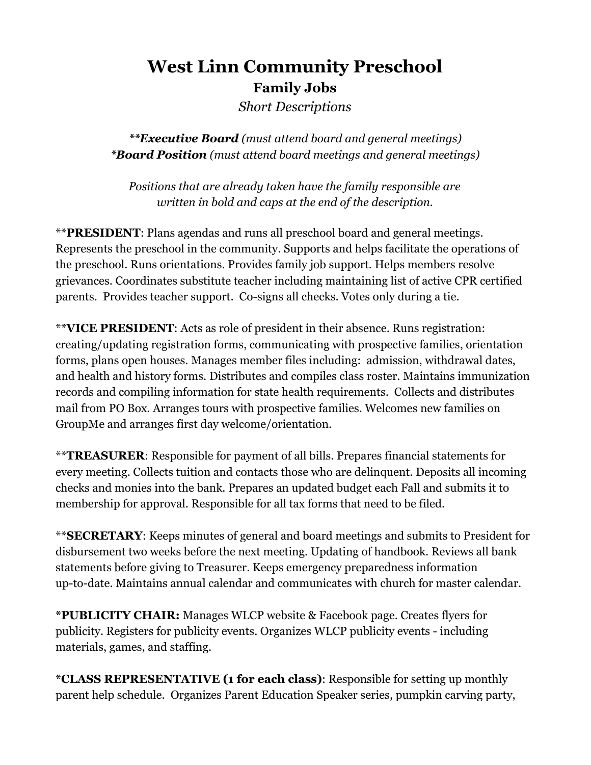# West Linn Community Preschool

## Family Jobs

*Short Descriptions*

***\*Executive Board** (must attend board and general meetings)*
**\*Board Position** (must attend board meetings and general meetings)*

*Positions that are already taken have the family responsible are written in bold and caps at the end of the description.*

**\*\*PRESIDENT**: Plans agendas and runs all preschool board and general meetings. Represents the preschool in the community. Supports and helps facilitate the operations of the preschool. Runs orientations. Provides family job support. Helps members resolve grievances. Coordinates substitute teacher including maintaining list of active CPR certified parents. Provides teacher support. Co-signs all checks. Votes only during a tie.

**\*\*VICE PRESIDENT**: Acts as role of president in their absence. Runs registration: creating/updating registration forms, communicating with prospective families, orientation forms, plans open houses. Manages member files including: admission, withdrawal dates, and health and history forms. Distributes and compiles class roster. Maintains immunization records and compiling information for state health requirements. Collects and distributes mail from PO Box. Arranges tours with prospective families. Welcomes new families on GroupMe and arranges first day welcome/orientation.

**\*\*TREASURER**: Responsible for payment of all bills. Prepares financial statements for every meeting. Collects tuition and contacts those who are delinquent. Deposits all incoming checks and monies into the bank. Prepares an updated budget each Fall and submits it to membership for approval. Responsible for all tax forms that need to be filed.

**\*\*SECRETARY**: Keeps minutes of general and board meetings and submits to President for disbursement two weeks before the next meeting. Updating of handbook. Reviews all bank statements before giving to Treasurer. Keeps emergency preparedness information up-to-date. Maintains annual calendar and communicates with church for master calendar.

**\*PUBLICITY CHAIR:** Manages WLCP website & Facebook page. Creates flyers for publicity. Registers for publicity events. Organizes WLCP publicity events - including materials, games, and staffing.

**\*CLASS REPRESENTATIVE (1 for each class)**: Responsible for setting up monthly parent help schedule. Organizes Parent Education Speaker series, pumpkin carving party,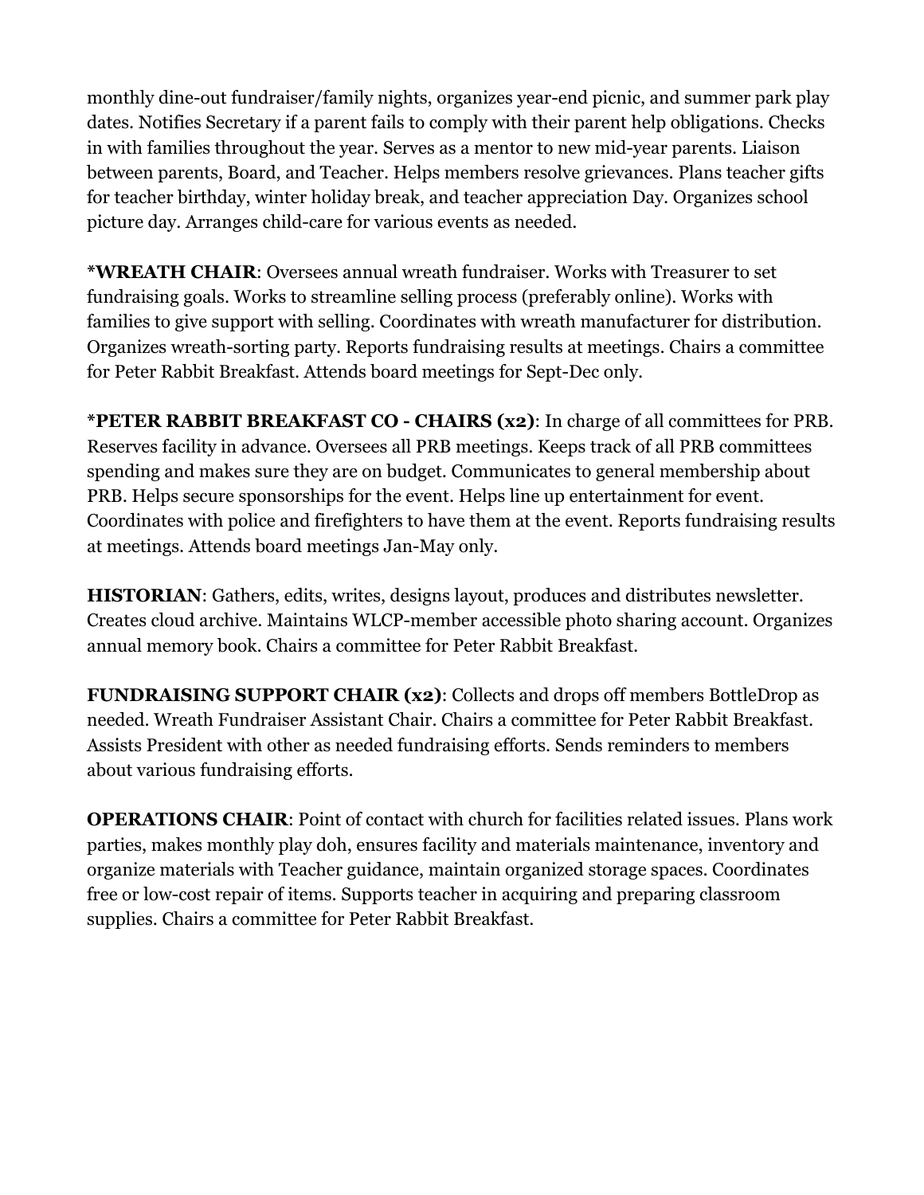monthly dine-out fundraiser/family nights, organizes year-end picnic, and summer park play dates. Notifies Secretary if a parent fails to comply with their parent help obligations. Checks in with families throughout the year. Serves as a mentor to new mid-year parents. Liaison between parents, Board, and Teacher. Helps members resolve grievances. Plans teacher gifts for teacher birthday, winter holiday break, and teacher appreciation Day. Organizes school picture day. Arranges child-care for various events as needed.

**\*WREATH CHAIR**: Oversees annual wreath fundraiser. Works with Treasurer to set fundraising goals. Works to streamline selling process (preferably online). Works with families to give support with selling. Coordinates with wreath manufacturer for distribution. Organizes wreath-sorting party. Reports fundraising results at meetings. Chairs a committee for Peter Rabbit Breakfast. Attends board meetings for Sept-Dec only.

**\*PETER RABBIT BREAKFAST CO - CHAIRS (x2)**: In charge of all committees for PRB. Reserves facility in advance. Oversees all PRB meetings. Keeps track of all PRB committees spending and makes sure they are on budget. Communicates to general membership about PRB. Helps secure sponsorships for the event. Helps line up entertainment for event. Coordinates with police and firefighters to have them at the event. Reports fundraising results at meetings. Attends board meetings Jan-May only.

**HISTORIAN**: Gathers, edits, writes, designs layout, produces and distributes newsletter. Creates cloud archive. Maintains WLCP-member accessible photo sharing account. Organizes annual memory book. Chairs a committee for Peter Rabbit Breakfast.

**FUNDRAISING SUPPORT CHAIR (x2)**: Collects and drops off members BottleDrop as needed. Wreath Fundraiser Assistant Chair. Chairs a committee for Peter Rabbit Breakfast. Assists President with other as needed fundraising efforts. Sends reminders to members about various fundraising efforts.

**OPERATIONS CHAIR**: Point of contact with church for facilities related issues. Plans work parties, makes monthly play doh, ensures facility and materials maintenance, inventory and organize materials with Teacher guidance, maintain organized storage spaces. Coordinates free or low-cost repair of items. Supports teacher in acquiring and preparing classroom supplies. Chairs a committee for Peter Rabbit Breakfast.